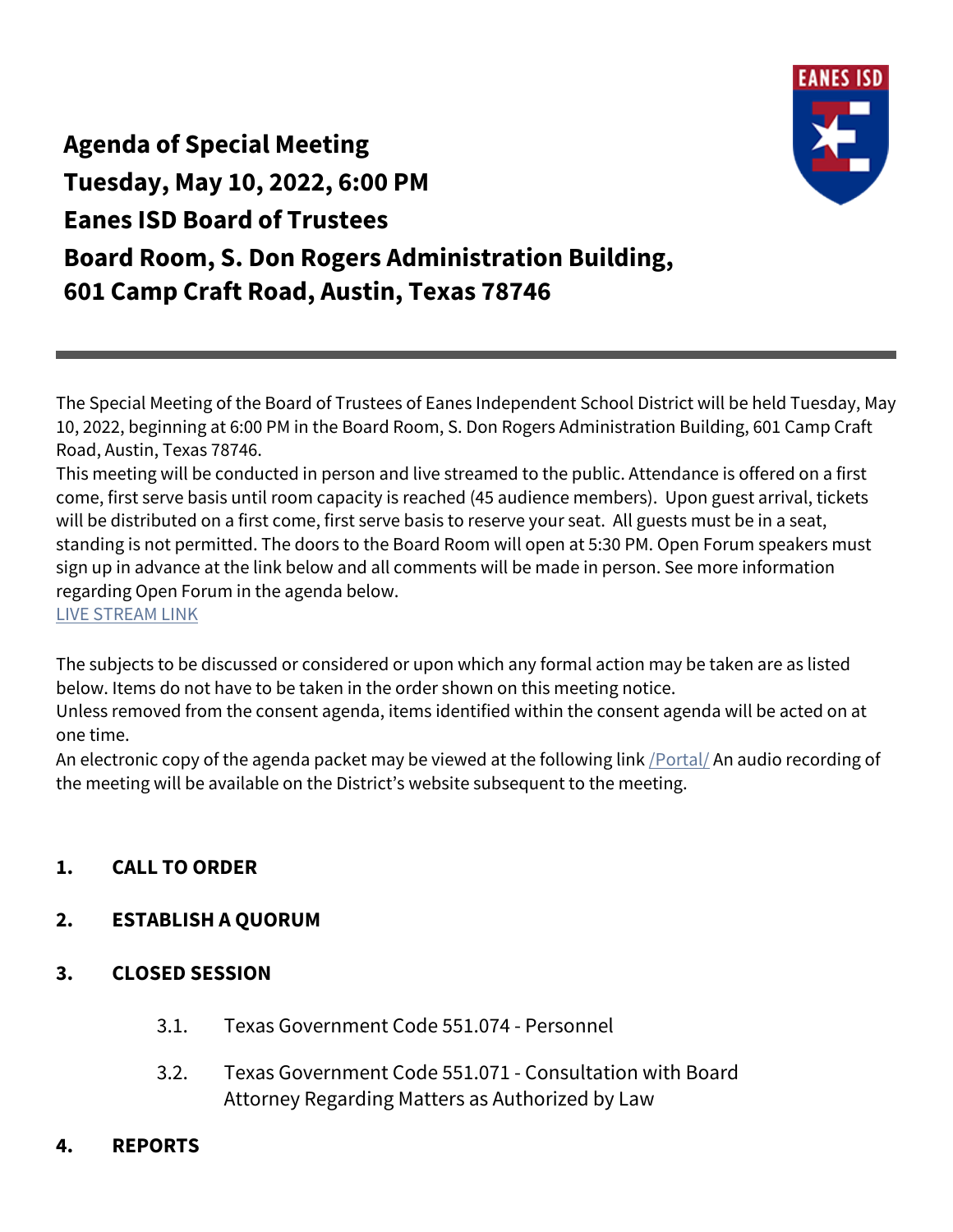# Agenda of Special Meeting
# Tuesday, May 10, 2022, 6:00 PM
# Eanes ISD Board of Trustees
# Board Room, S. Don Rogers Administration Building, 601 Camp Craft Road, Austin, Texas 78746

---

The Special Meeting of the Board of Trustees of Eanes Independent School District will be held Tuesday, May 10, 2022, beginning at 6:00 PM in the Board Room, S. Don Rogers Administration Building, 601 Camp Craft Road, Austin, Texas 78746.

This meeting will be conducted in person and live streamed to the public. Attendance is offered on a first come, first serve basis until room capacity is reached (45 audience members). Upon guest arrival, tickets will be distributed on a first come, first serve basis to reserve your seat. All guests must be in a seat, standing is not permitted. The doors to the Board Room will open at 5:30 PM. Open Forum speakers must sign up in advance at the link below and all comments will be made in person. See more information regarding Open Forum in the agenda below.

LIVE STREAM LINK

The subjects to be discussed or considered or upon which any formal action may be taken are as listed below. Items do not have to be taken in the order shown on this meeting notice.

Unless removed from the consent agenda, items identified within the consent agenda will be acted on at one time.

An electronic copy of the agenda packet may be viewed at the following link /Portal/ An audio recording of the meeting will be available on the District's website subsequent to the meeting.

**1. CALL TO ORDER**

**2. ESTABLISH A QUORUM**

**3. CLOSED SESSION**

3.1. Texas Government Code 551.074 - Personnel

3.2. Texas Government Code 551.071 - Consultation with Board Attorney Regarding Matters as Authorized by Law

**4. REPORTS**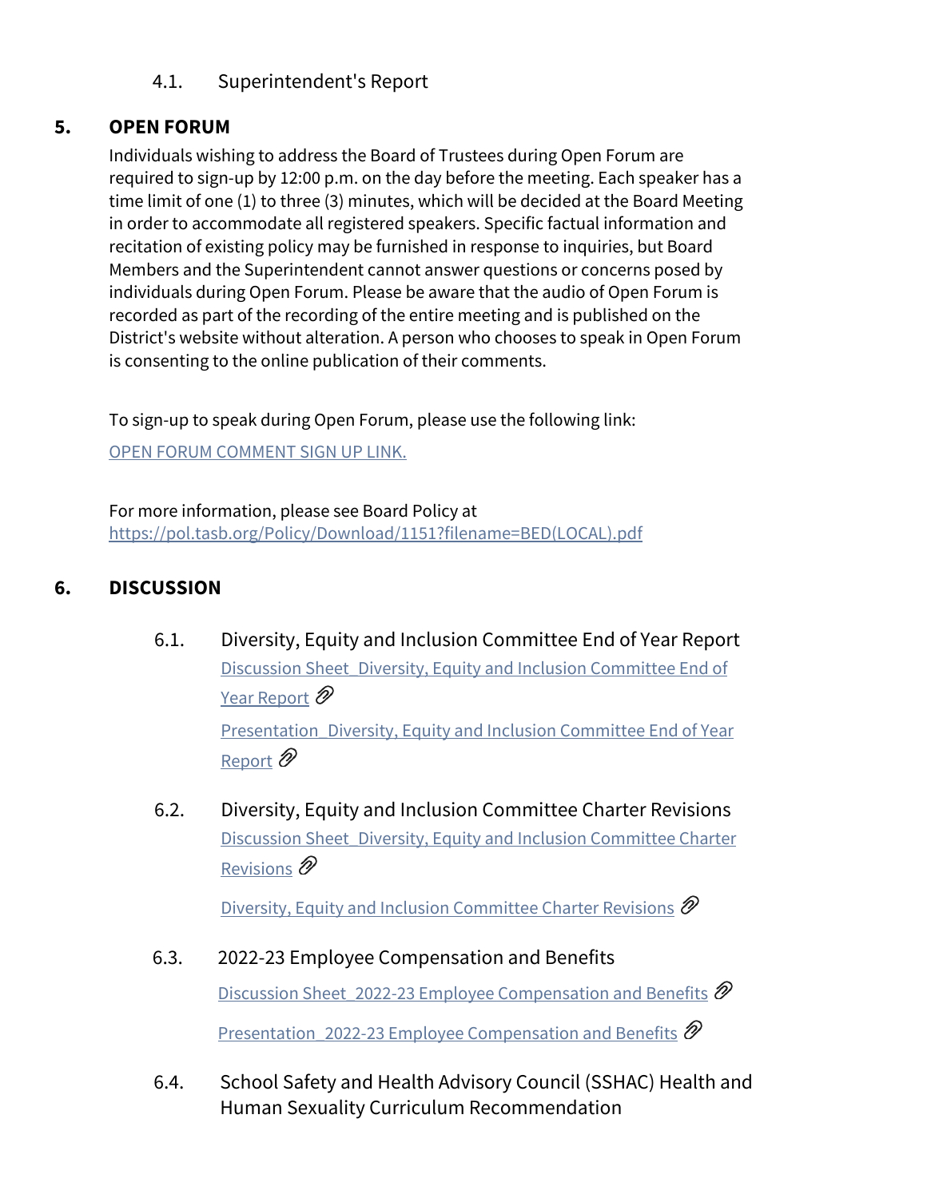4.1. Superintendent's Report

## 5. OPEN FORUM

Individuals wishing to address the Board of Trustees during Open Forum are required to sign-up by 12:00 p.m. on the day before the meeting. Each speaker has a time limit of one (1) to three (3) minutes, which will be decided at the Board Meeting in order to accommodate all registered speakers. Specific factual information and recitation of existing policy may be furnished in response to inquiries, but Board Members and the Superintendent cannot answer questions or concerns posed by individuals during Open Forum. Please be aware that the audio of Open Forum is recorded as part of the recording of the entire meeting and is published on the District's website without alteration. A person who chooses to speak in Open Forum is consenting to the online publication of their comments.

To sign-up to speak during Open Forum, please use the following link:

OPEN FORUM COMMENT SIGN UP LINK.

For more information, please see Board Policy at https://pol.tasb.org/Policy/Download/1151?filename=BED(LOCAL).pdf

## 6. DISCUSSION

6.1. Diversity, Equity and Inclusion Committee End of Year Report

Discussion Sheet_Diversity, Equity and Inclusion Committee End of Year Report

Presentation_Diversity, Equity and Inclusion Committee End of Year Report

6.2. Diversity, Equity and Inclusion Committee Charter Revisions

Discussion Sheet_Diversity, Equity and Inclusion Committee Charter Revisions

Diversity, Equity and Inclusion Committee Charter Revisions

6.3. 2022-23 Employee Compensation and Benefits

Discussion Sheet_2022-23 Employee Compensation and Benefits

Presentation_2022-23 Employee Compensation and Benefits

6.4. School Safety and Health Advisory Council (SSHAC) Health and Human Sexuality Curriculum Recommendation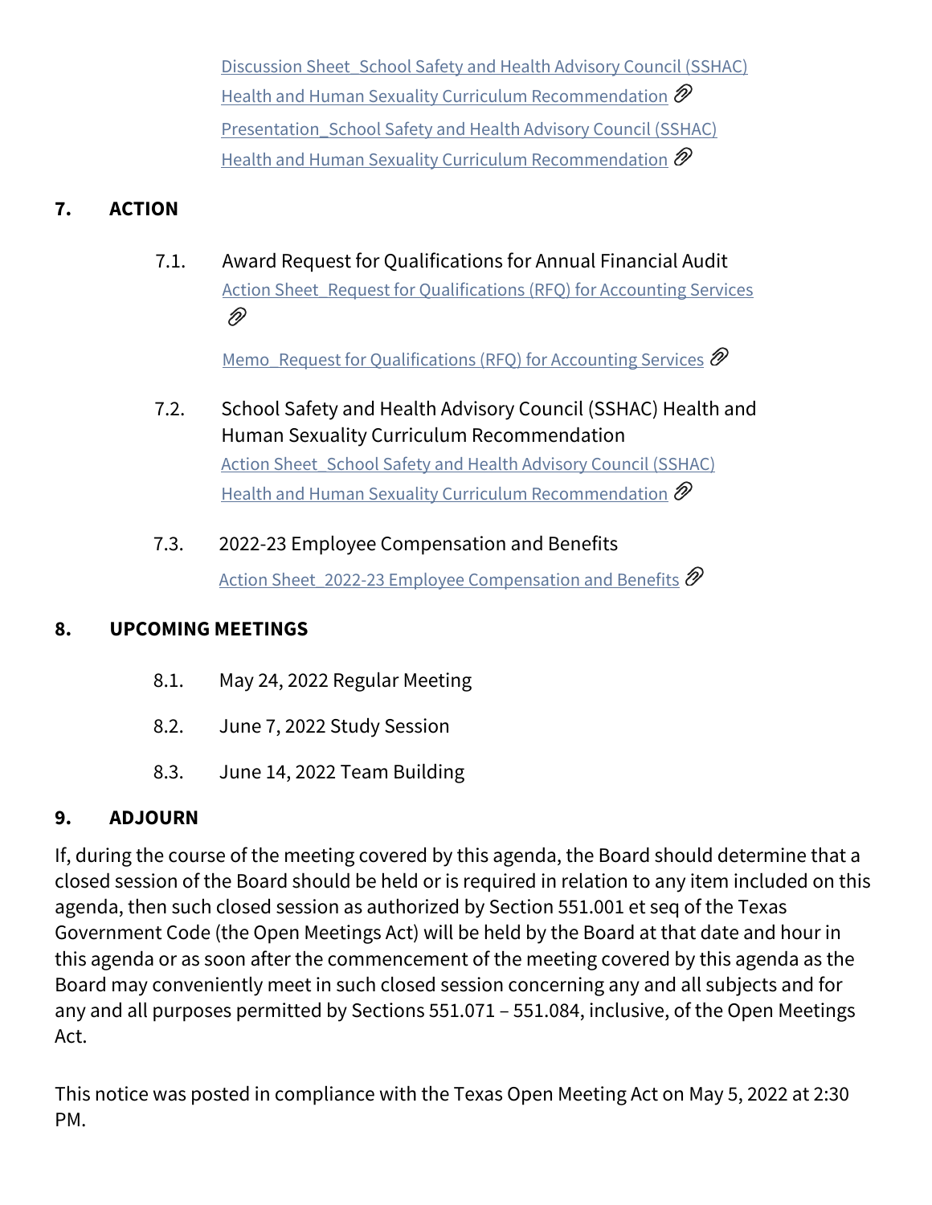Discussion Sheet_School Safety and Health Advisory Council (SSHAC) Health and Human Sexuality Curriculum Recommendation

Presentation_School Safety and Health Advisory Council (SSHAC) Health and Human Sexuality Curriculum Recommendation

## 7. ACTION

7.1. Award Request for Qualifications for Annual Financial Audit

Action Sheet_Request for Qualifications (RFQ) for Accounting Services

Memo_Request for Qualifications (RFQ) for Accounting Services

7.2. School Safety and Health Advisory Council (SSHAC) Health and Human Sexuality Curriculum Recommendation

Action Sheet_School Safety and Health Advisory Council (SSHAC) Health and Human Sexuality Curriculum Recommendation

7.3. 2022-23 Employee Compensation and Benefits

Action Sheet_2022-23 Employee Compensation and Benefits

## 8. UPCOMING MEETINGS

8.1. May 24, 2022 Regular Meeting

8.2. June 7, 2022 Study Session

8.3. June 14, 2022 Team Building

## 9. ADJOURN

If, during the course of the meeting covered by this agenda, the Board should determine that a closed session of the Board should be held or is required in relation to any item included on this agenda, then such closed session as authorized by Section 551.001 et seq of the Texas Government Code (the Open Meetings Act) will be held by the Board at that date and hour in this agenda or as soon after the commencement of the meeting covered by this agenda as the Board may conveniently meet in such closed session concerning any and all subjects and for any and all purposes permitted by Sections 551.071 – 551.084, inclusive, of the Open Meetings Act.

This notice was posted in compliance with the Texas Open Meeting Act on May 5, 2022 at 2:30 PM.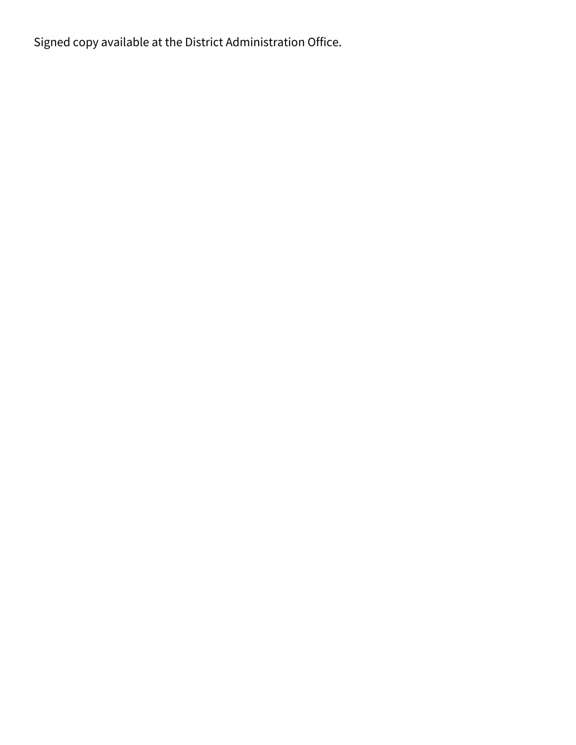Signed copy available at the District Administration Office.